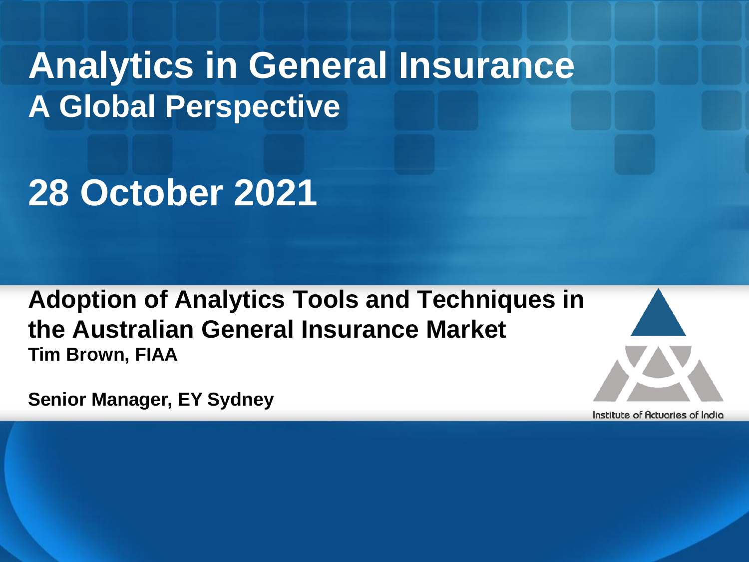# Analytics in General Insurance

## A Global Perspective

# 28 October 2021

**Adoption of Analytics Tools and Techniques in the Australian General Insurance Market**

**Tim Brown, FIAA**

**Senior Manager, EY Sydney**

Institute of Actuaries of India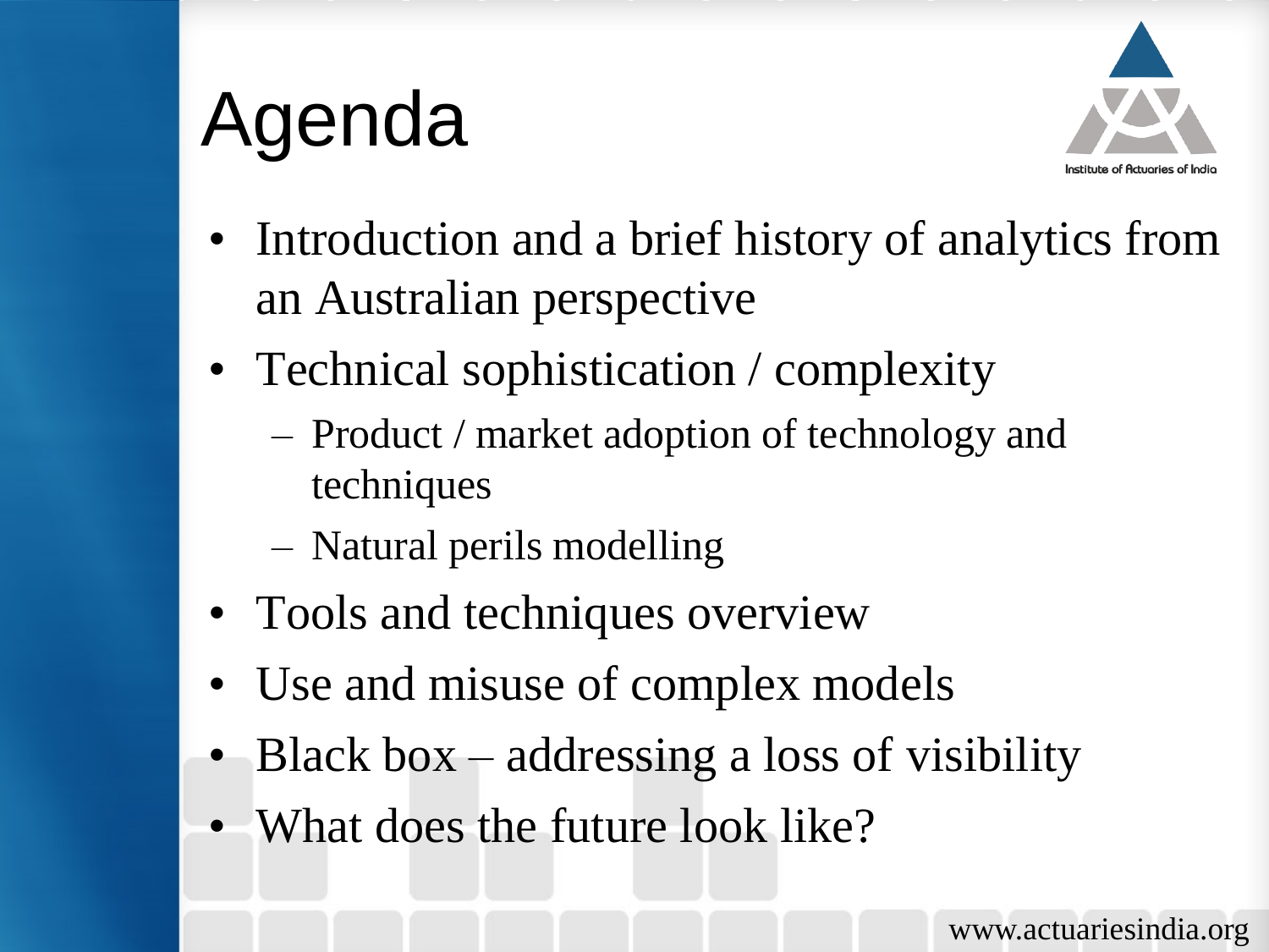# Agenda

- Introduction and a brief history of analytics from an Australian perspective
- Technical sophistication / complexity
  - Product / market adoption of technology and techniques
  - Natural perils modelling
- Tools and techniques overview
- Use and misuse of complex models
- Black box – addressing a loss of visibility
- What does the future look like?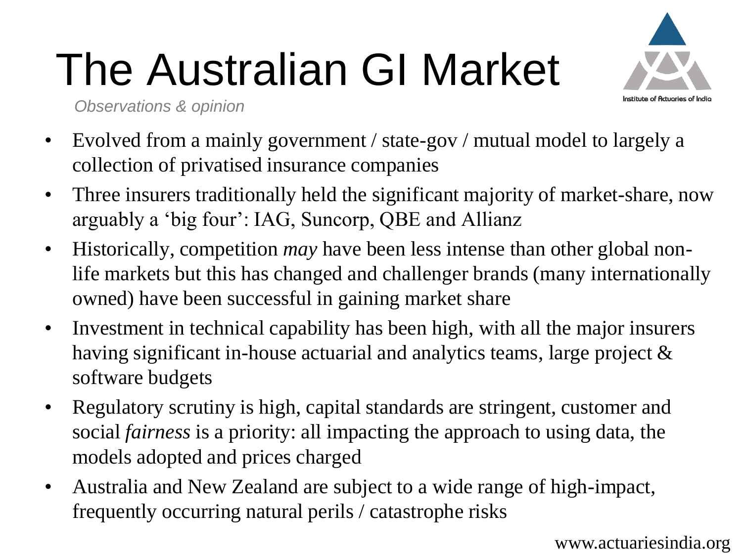# The Australian GI Market

*Observations & opinion*

- Evolved from a mainly government / state-gov / mutual model to largely a collection of privatised insurance companies
- Three insurers traditionally held the significant majority of market-share, now arguably a 'big four': IAG, Suncorp, QBE and Allianz
- Historically, competition *may* have been less intense than other global non-life markets but this has changed and challenger brands (many internationally owned) have been successful in gaining market share
- Investment in technical capability has been high, with all the major insurers having significant in-house actuarial and analytics teams, large project & software budgets
- Regulatory scrutiny is high, capital standards are stringent, customer and social *fairness* is a priority: all impacting the approach to using data, the models adopted and prices charged
- Australia and New Zealand are subject to a wide range of high-impact, frequently occurring natural perils / catastrophe risks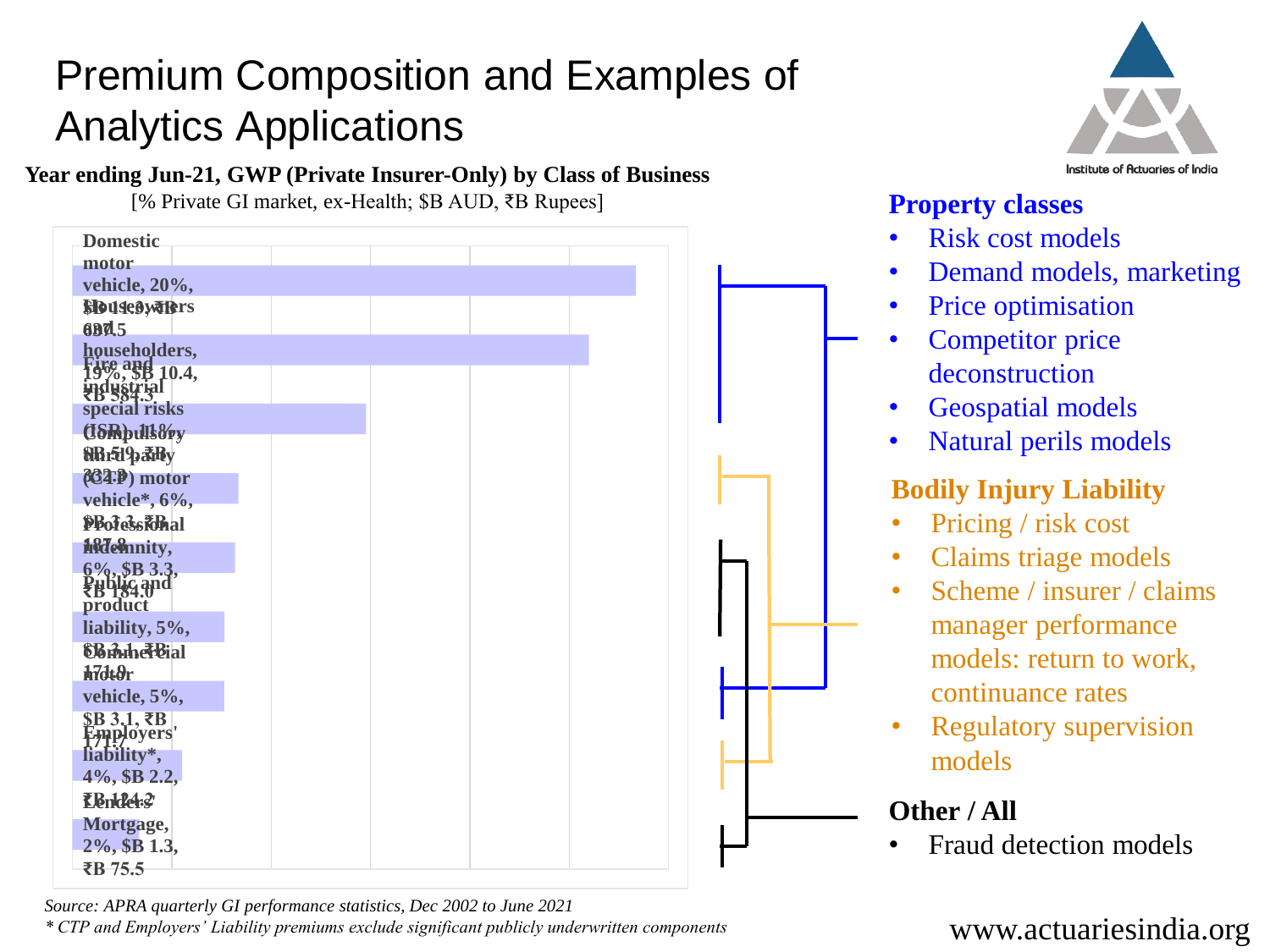# Premium Composition and Examples of Analytics Applications

**Year ending Jun-21, GWP (Private Insurer-Only) by Class of Business**

[% Private GI market, ex-Health; $B AUD, ₹B Rupees]

| Class of Business | % | $B AUD | ₹B Rupees |
| --- | --- | --- | --- |
| Domestic motor vehicle | 20% | 11.3 | 637.5 |
| Houseowners and householders | 19% | 10.4 | 584.3 |
| Fire and industrial special risks (ISR) | 11% | 5.9 | 332.2 |
| Compulsory third party (CTP) motor vehicle* | 6% | 3.3 | 187.8 |
| Professional indemnity | 6% | 3.3 | 184.0 |
| Public and product liability | 5% | 3.1 | 171.9 |
| Commercial motor vehicle | 5% | 3.1 | 171.7 |
| Employers' liability* | 4% | 2.2 | 124.2 |
| Lenders' Mortgage | 2% | 1.3 | 75.5 |

*Source: APRA quarterly GI performance statistics, Dec 2002 to June 2021*

*\* CTP and Employers' Liability premiums exclude significant publicly underwritten components*

**Property classes**

- Risk cost models
- Demand models, marketing
- Price optimisation
- Competitor price deconstruction
- Geospatial models
- Natural perils models

**Bodily Injury Liability**

- Pricing / risk cost
- Claims triage models
- Scheme / insurer / claims manager performance models: return to work, continuance rates
- Regulatory supervision models

**Other / All**

- Fraud detection models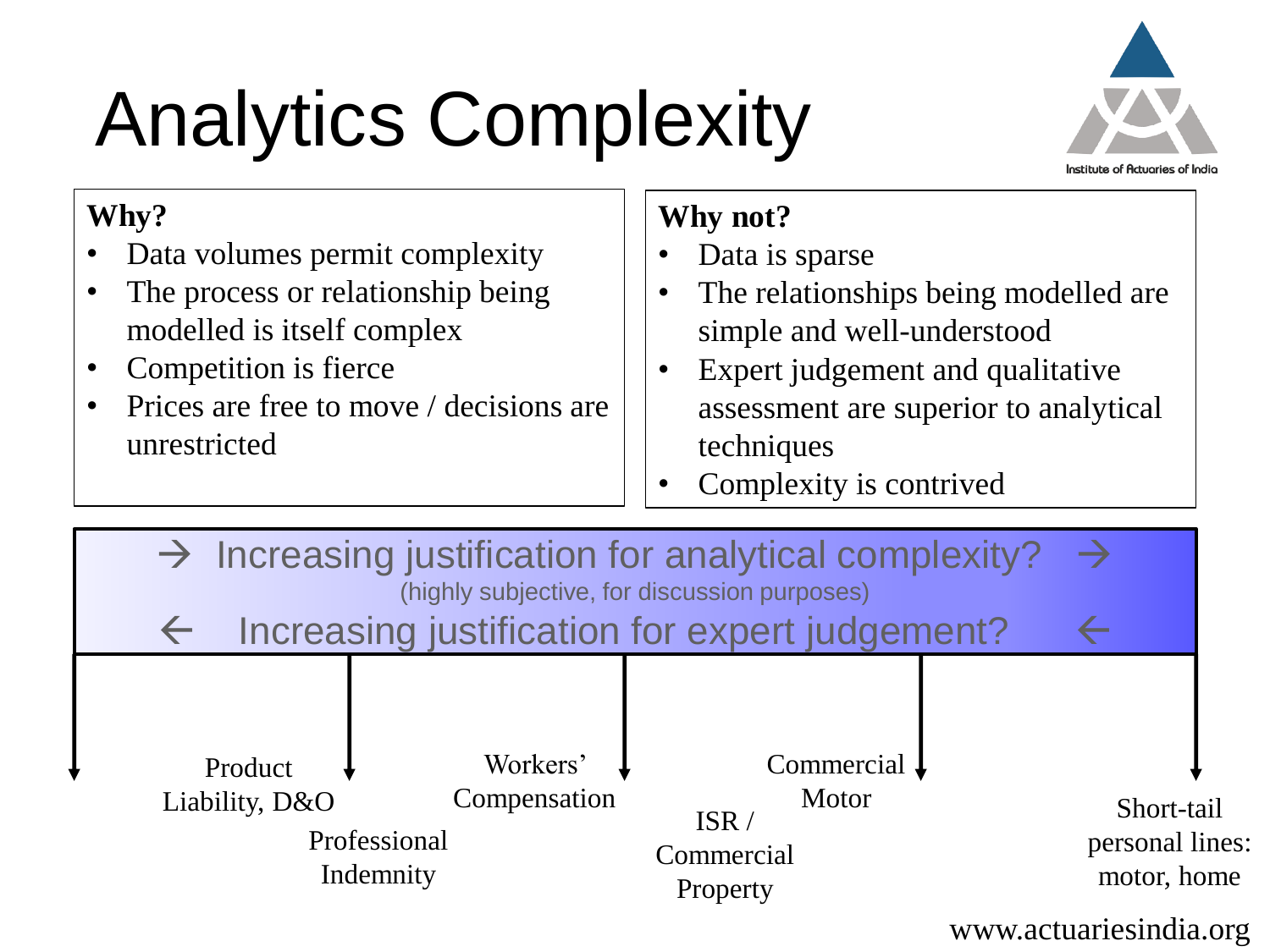# Analytics Complexity

**Why?**

- Data volumes permit complexity
- The process or relationship being modelled is itself complex
- Competition is fierce
- Prices are free to move / decisions are unrestricted

**Why not?**

- Data is sparse
- The relationships being modelled are simple and well-understood
- Expert judgement and qualitative assessment are superior to analytical techniques
- Complexity is contrived

→ Increasing justification for analytical complexity? →

(highly subjective, for discussion purposes)

← Increasing justification for expert judgement? ←

Product Liability, D&O

Professional Indemnity

Workers' Compensation

ISR / Commercial Property

Commercial Motor

Short-tail personal lines: motor, home

www.actuariesindia.org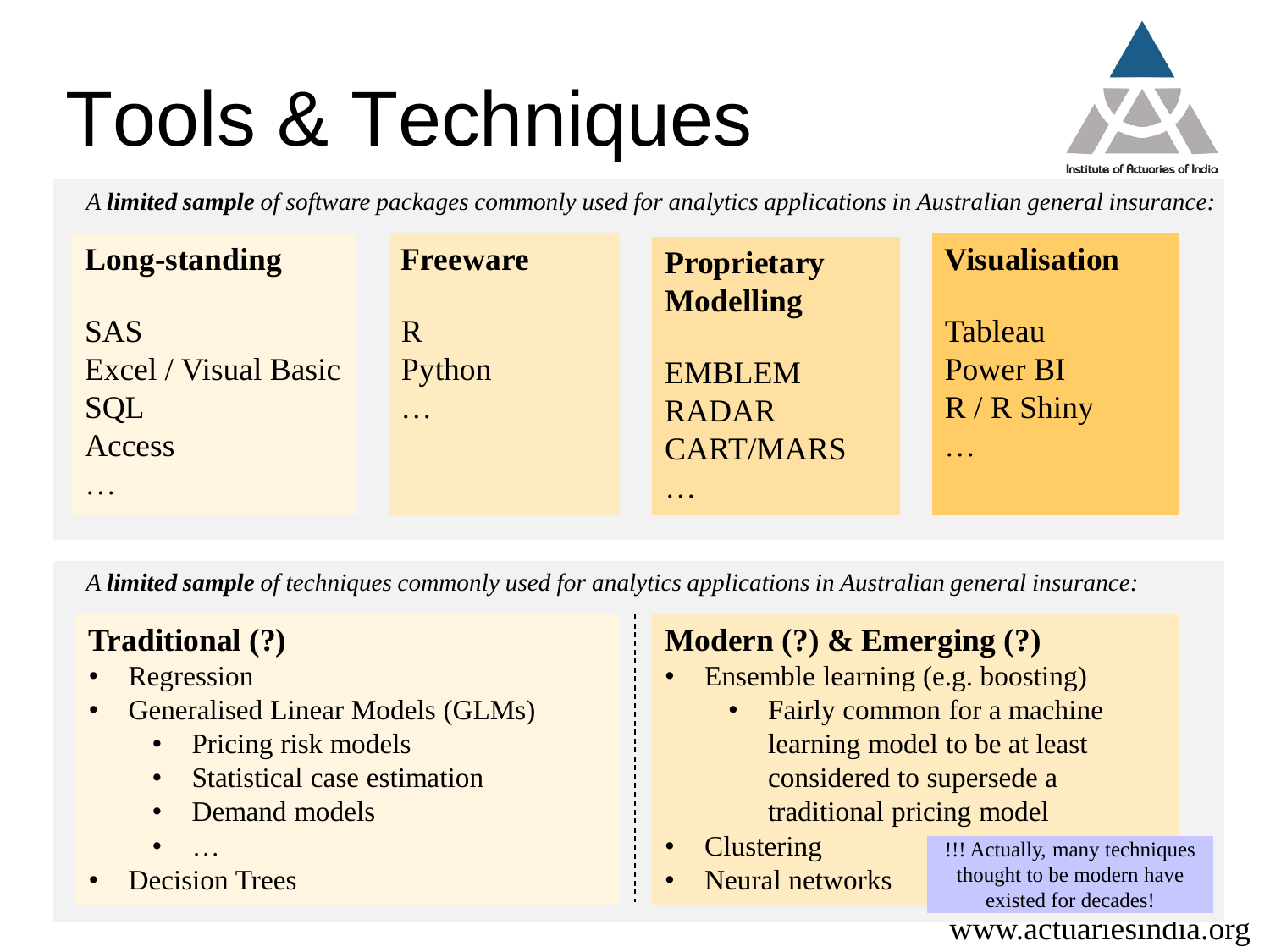# Tools & Techniques

*A **limited sample** of software packages commonly used for analytics applications in Australian general insurance:*

**Long-standing**

SAS
Excel / Visual Basic
SQL
Access
…

**Freeware**

R
Python
…

**Proprietary Modelling**

EMBLEM
RADAR
CART/MARS
…

**Visualisation**

Tableau
Power BI
R / R Shiny
…

*A **limited sample** of techniques commonly used for analytics applications in Australian general insurance:*

**Traditional (?)**

- Regression
- Generalised Linear Models (GLMs)
  - Pricing risk models
  - Statistical case estimation
  - Demand models
  - …
- Decision Trees

**Modern (?) & Emerging (?)**

- Ensemble learning (e.g. boosting)
  - Fairly common for a machine learning model to be at least considered to supersede a traditional pricing model
- Clustering
- Neural networks

!!! Actually, many techniques thought to be modern have existed for decades!

www.actuariesindia.org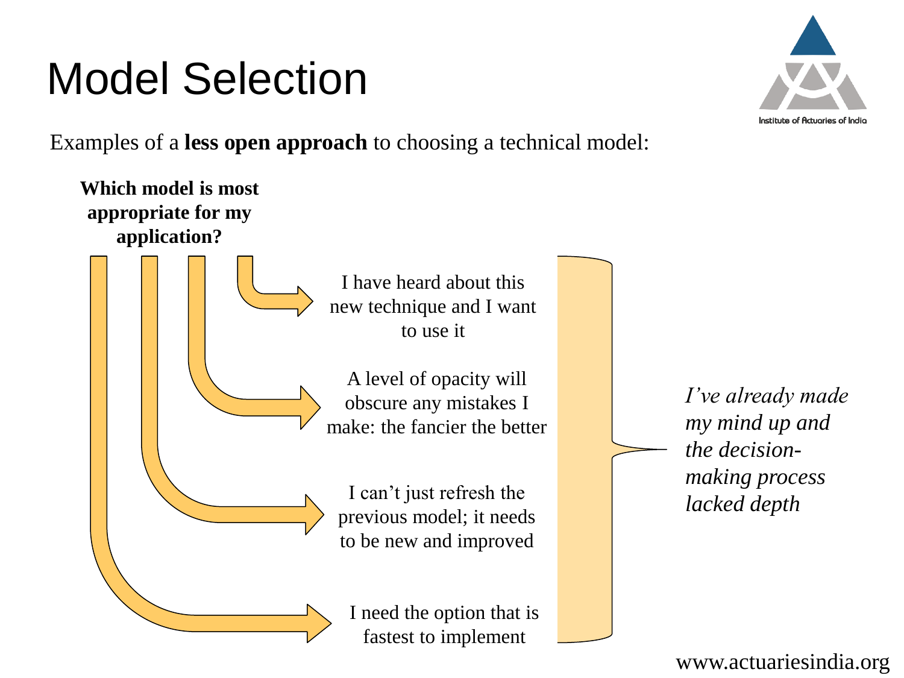# Model Selection

Examples of a **less open approach** to choosing a technical model:

**Which model is most appropriate for my application?**

- I have heard about this new technique and I want to use it
- A level of opacity will obscure any mistakes I make: the fancier the better
- I can't just refresh the previous model; it needs to be new and improved
- I need the option that is fastest to implement

*I've already made my mind up and the decision-making process lacked depth*

www.actuariesindia.org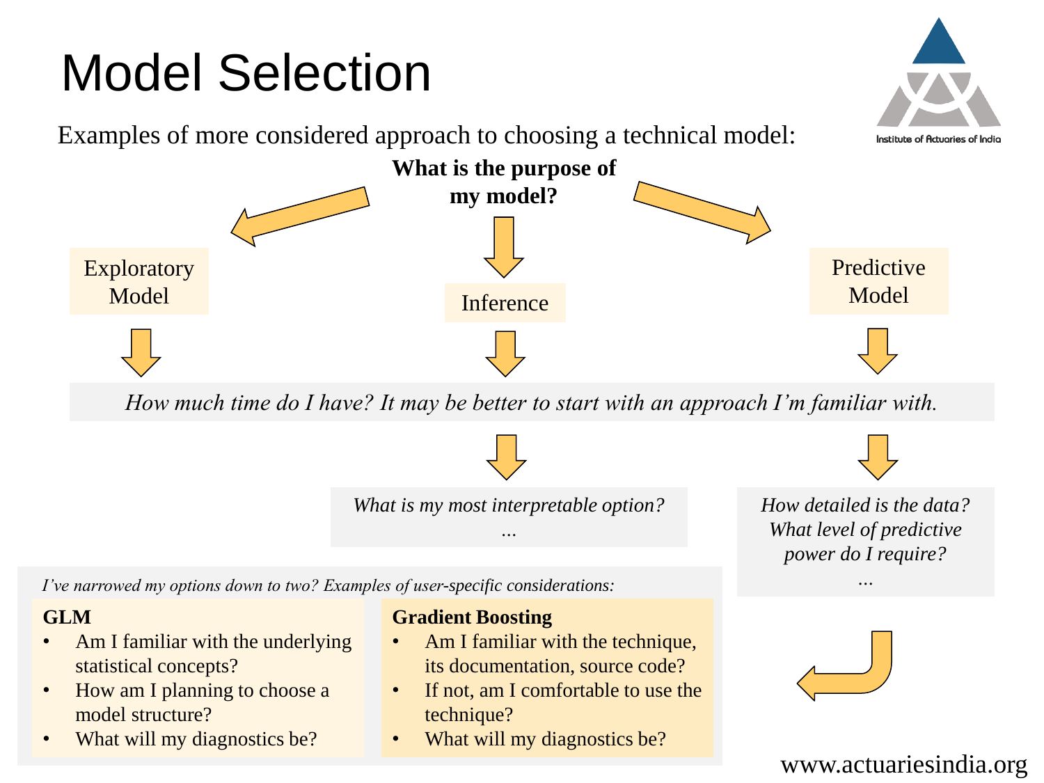# Model Selection

Examples of more considered approach to choosing a technical model:

**What is the purpose of my model?**

- Exploratory Model
- Inference
- Predictive Model

*How much time do I have? It may be better to start with an approach I'm familiar with.*

Inference → *What is my most interpretable option?* …

Predictive Model → *How detailed is the data? What level of predictive power do I require?* …

*I've narrowed my options down to two? Examples of user-specific considerations:*

**GLM**

- Am I familiar with the underlying statistical concepts?
- How am I planning to choose a model structure?
- What will my diagnostics be?

**Gradient Boosting**

- Am I familiar with the technique, its documentation, source code?
- If not, am I comfortable to use the technique?
- What will my diagnostics be?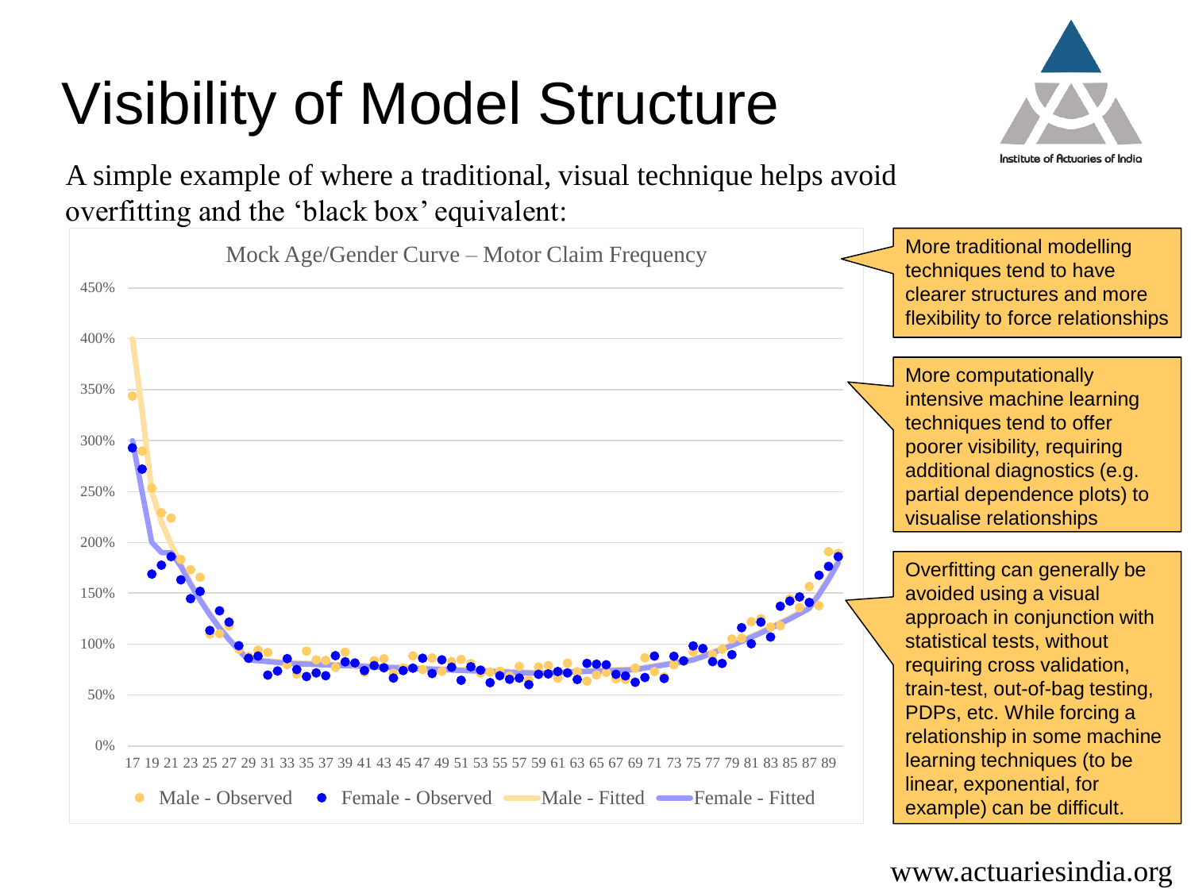# Visibility of Model Structure

A simple example of where a traditional, visual technique helps avoid overfitting and the 'black box' equivalent:

Mock Age/Gender Curve – Motor Claim Frequency

> More traditional modelling techniques tend to have clearer structures and more flexibility to force relationships

> More computationally intensive machine learning techniques tend to offer poorer visibility, requiring additional diagnostics (e.g. partial dependence plots) to visualise relationships

> Overfitting can generally be avoided using a visual approach in conjunction with statistical tests, without requiring cross validation, train-test, out-of-bag testing, PDPs, etc. While forcing a relationship in some machine learning techniques (to be linear, exponential, for example) can be difficult.

www.actuariesindia.org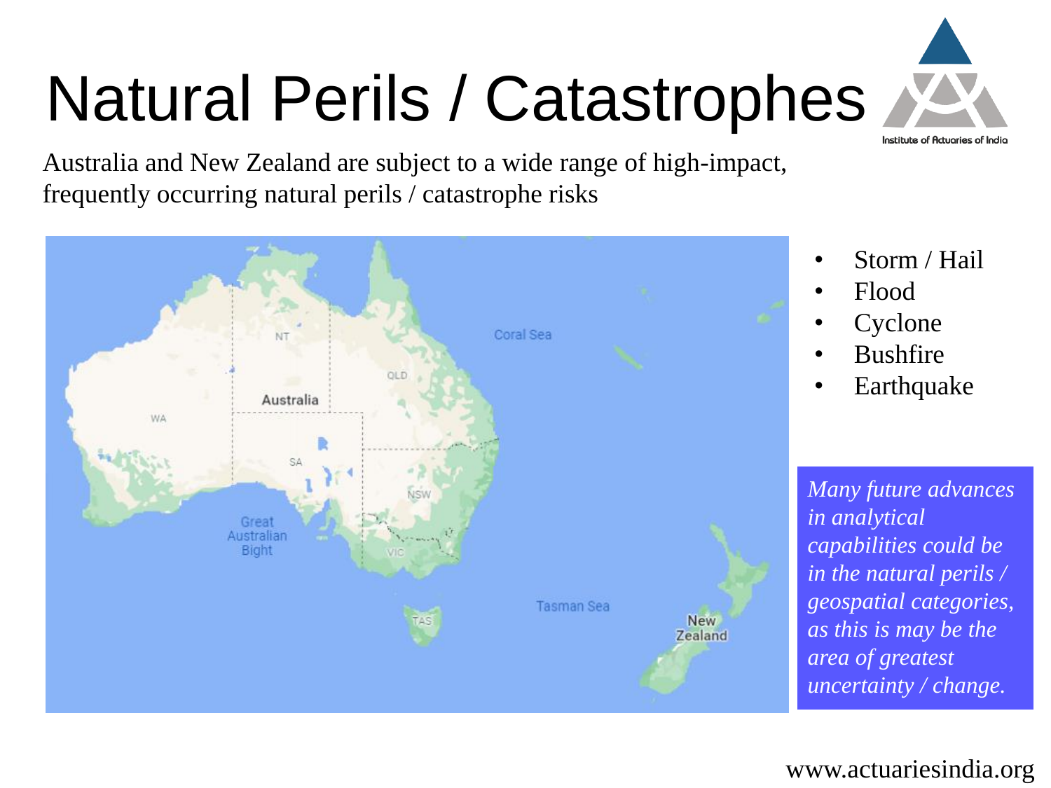# Natural Perils / Catastrophes

Australia and New Zealand are subject to a wide range of high-impact, frequently occurring natural perils / catastrophe risks

- Storm / Hail
- Flood
- Cyclone
- Bushfire
- Earthquake

*Many future advances in analytical capabilities could be in the natural perils / geospatial categories, as this is may be the area of greatest uncertainty / change.*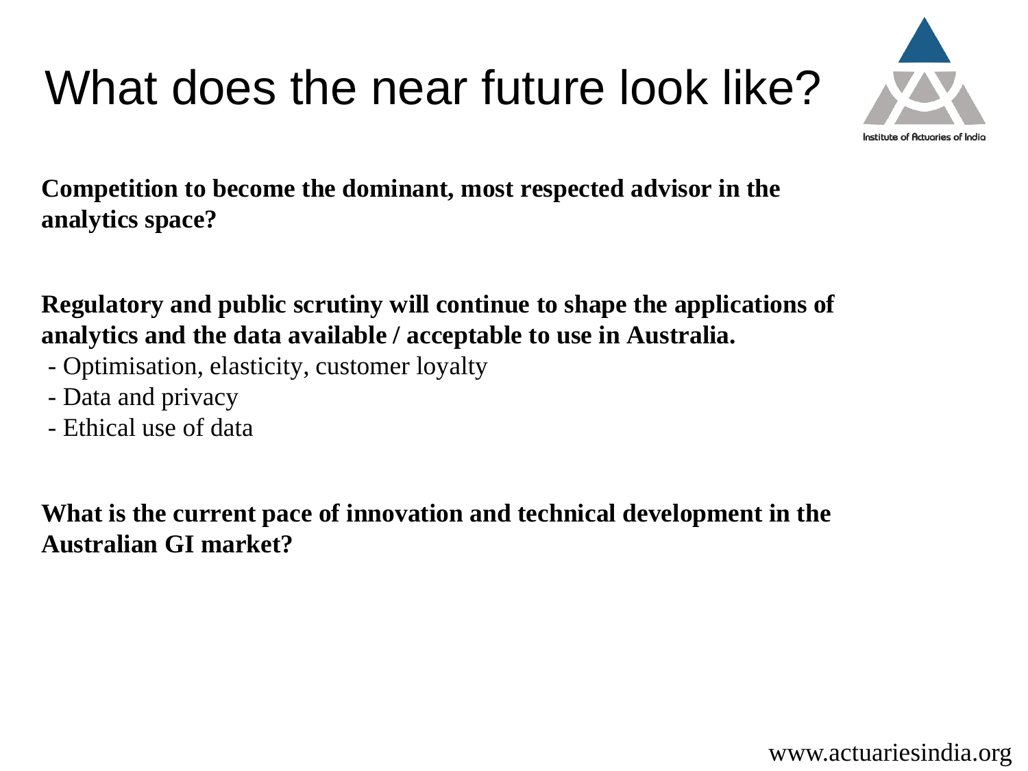# What does the near future look like?

**Competition to become the dominant, most respected advisor in the analytics space?**

**Regulatory and public scrutiny will continue to shape the applications of analytics and the data available / acceptable to use in Australia.**

- Optimisation, elasticity, customer loyalty
- Data and privacy
- Ethical use of data

**What is the current pace of innovation and technical development in the Australian GI market?**